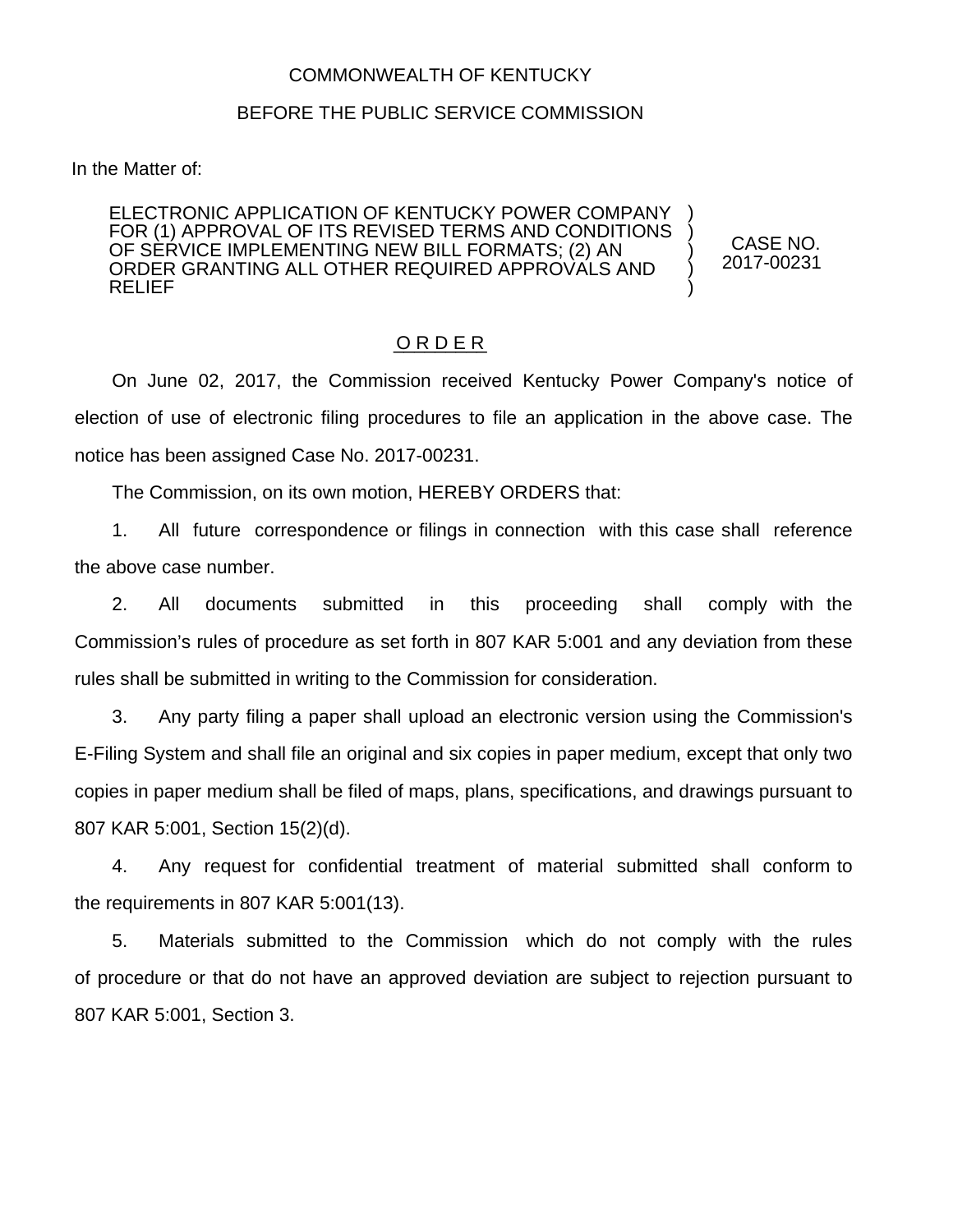COMMONWEALTH OF KENTUCKY

BEFORE THE PUBLIC SERVICE COMMISSION

In the Matter of:

| | | |
|---|---|---|
| ELECTRONIC APPLICATION OF KENTUCKY POWER COMPANY FOR (1) APPROVAL OF ITS REVISED TERMS AND CONDITIONS OF SERVICE IMPLEMENTING NEW BILL FORMATS; (2) AN ORDER GRANTING ALL OTHER REQUIRED APPROVALS AND RELIEF | ) ) ) ) ) | CASE NO. 2017-00231 |

O R D E R

On June 02, 2017, the Commission received Kentucky Power Company's notice of election of use of electronic filing procedures to file an application in the above case. The notice has been assigned Case No. 2017-00231.

The Commission, on its own motion, HEREBY ORDERS that:

1. All future correspondence or filings in connection with this case shall reference the above case number.

2. All documents submitted in this proceeding shall comply with the Commission's rules of procedure as set forth in 807 KAR 5:001 and any deviation from these rules shall be submitted in writing to the Commission for consideration.

3. Any party filing a paper shall upload an electronic version using the Commission's E-Filing System and shall file an original and six copies in paper medium, except that only two copies in paper medium shall be filed of maps, plans, specifications, and drawings pursuant to 807 KAR 5:001, Section 15(2)(d).

4. Any request for confidential treatment of material submitted shall conform to the requirements in 807 KAR 5:001(13).

5. Materials submitted to the Commission which do not comply with the rules of procedure or that do not have an approved deviation are subject to rejection pursuant to 807 KAR 5:001, Section 3.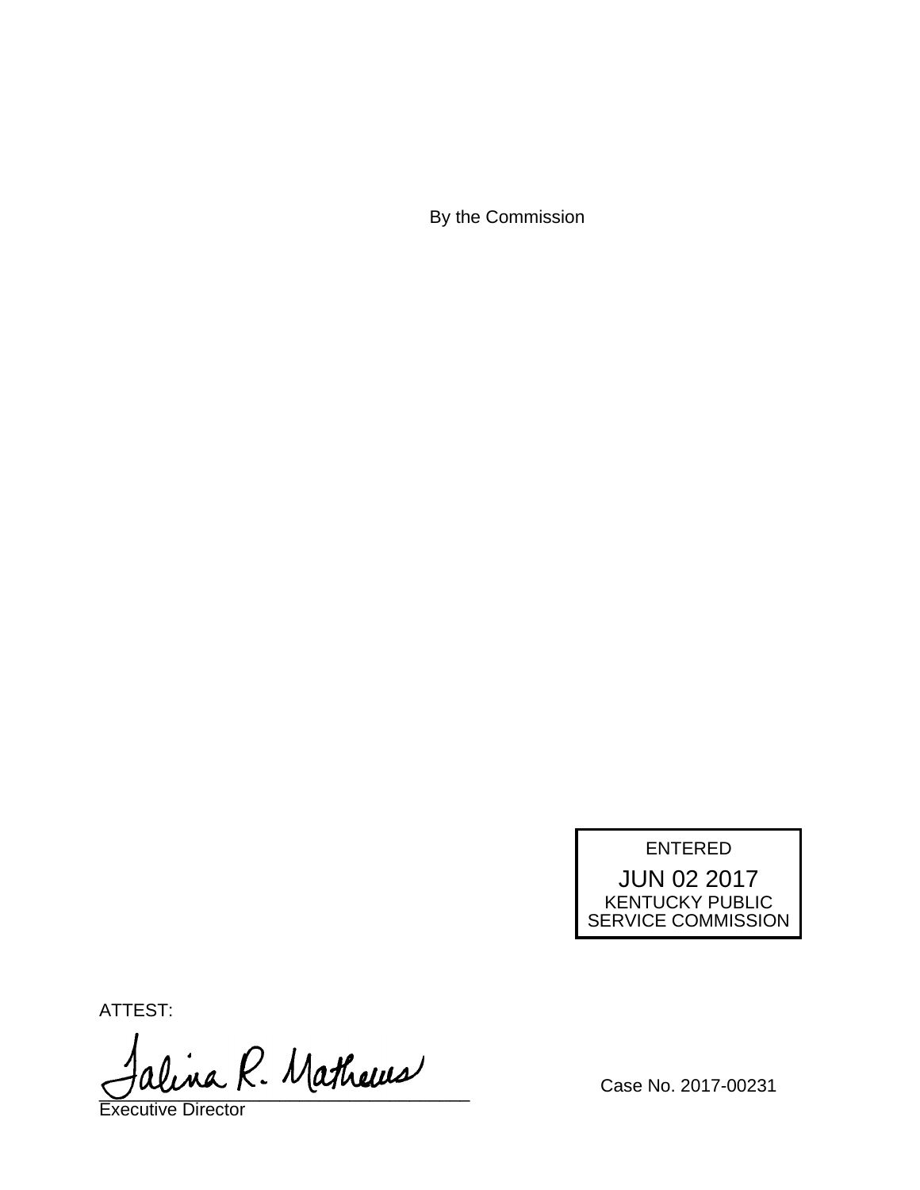By the Commission

ENTERED

JUN 02 2017

KENTUCKY PUBLIC SERVICE COMMISSION

ATTEST:

Talina R. Mathews

Executive Director

Case No. 2017-00231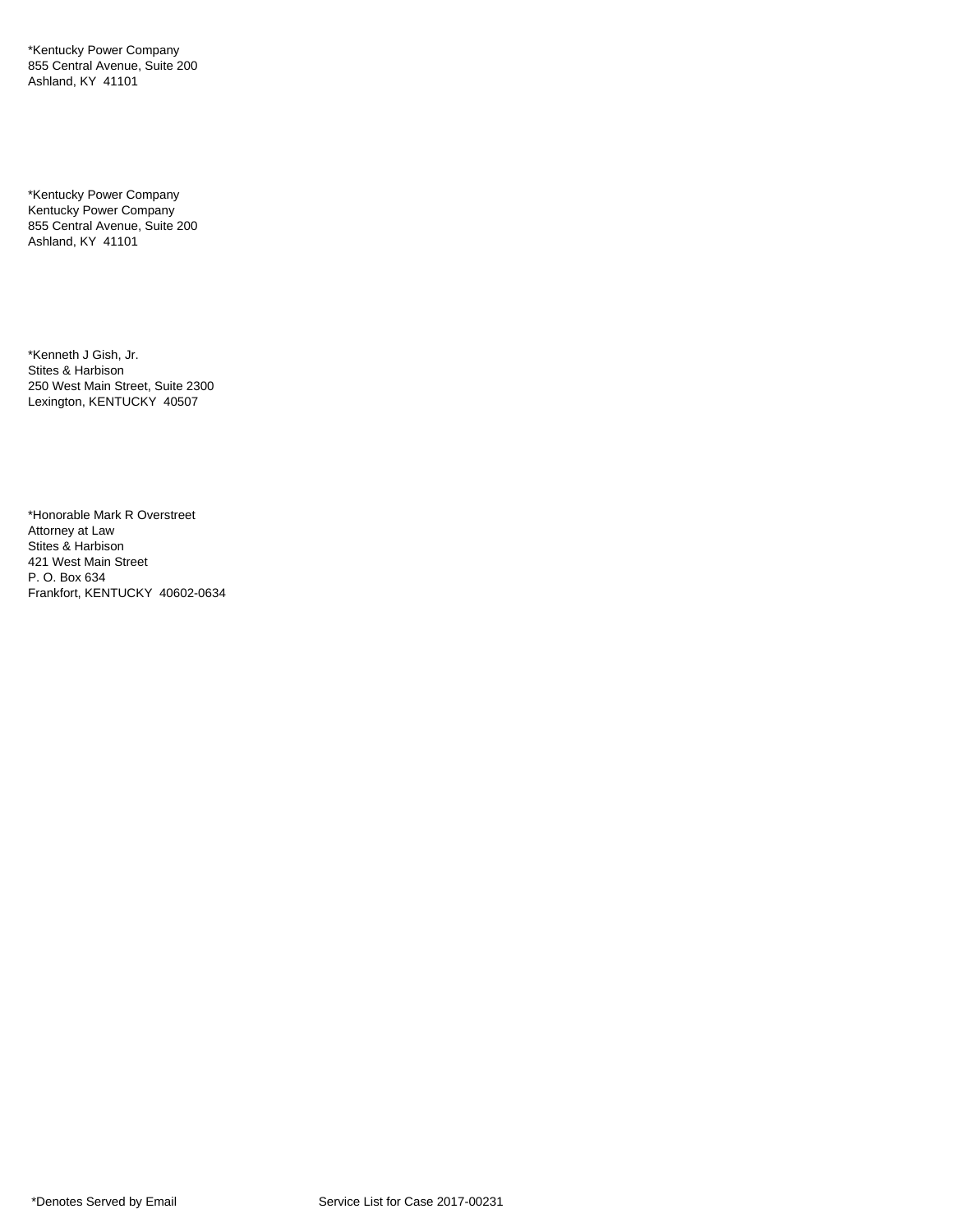*Kentucky Power Company
855 Central Avenue, Suite 200
Ashland, KY  41101

*Kentucky Power Company
Kentucky Power Company
855 Central Avenue, Suite 200
Ashland, KY  41101

*Kenneth J Gish, Jr.
Stites & Harbison
250 West Main Street, Suite 2300
Lexington, KENTUCKY  40507

*Honorable Mark R Overstreet
Attorney at Law
Stites & Harbison
421 West Main Street
P. O. Box 634
Frankfort, KENTUCKY  40602-0634

*Denotes Served by Email

Service List for Case 2017-00231